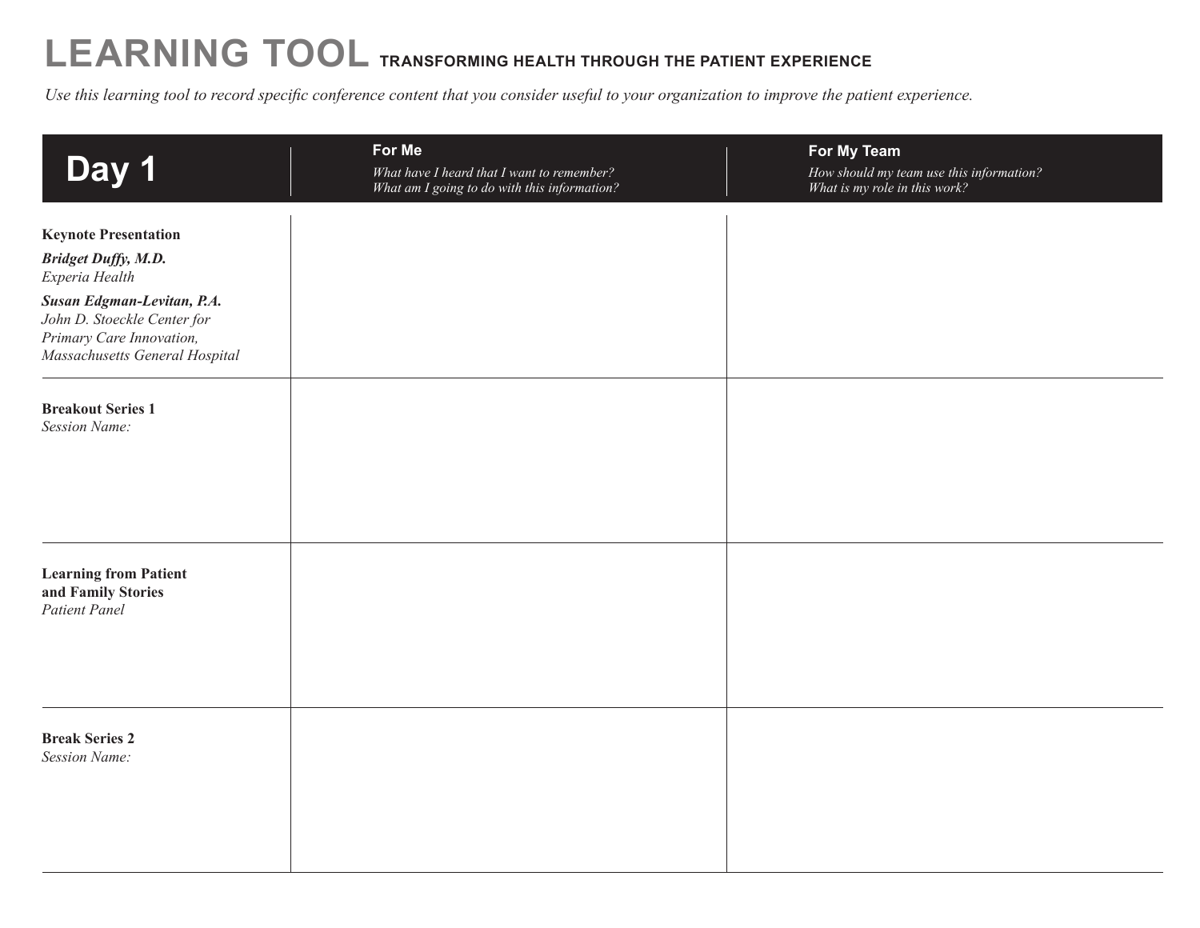# LEARNING TOOL TRANSFORMING HEALTH THROUGH THE PATIENT EXPERIENCE

*Use this learning tool to record specific conference content that you consider useful to your organization to improve the patient experience.*

| **Day 1** | **For Me**<br>*What have I heard that I want to remember?*<br>*What am I going to do with this information?* | **For My Team**<br>*How should my team use this information?*<br>*What is my role in this work?* |
|---|---|---|
| **Keynote Presentation**<br>***Bridget Duffy, M.D.***<br>*Experia Health*<br>***Susan Edgman-Levitan, P.A.***<br>*John D. Stoeckle Center for Primary Care Innovation, Massachusetts General Hospital* | | |
| **Breakout Series 1**<br>*Session Name:* | | |
| **Learning from Patient and Family Stories**<br>*Patient Panel* | | |
| **Break Series 2**<br>*Session Name:* | | |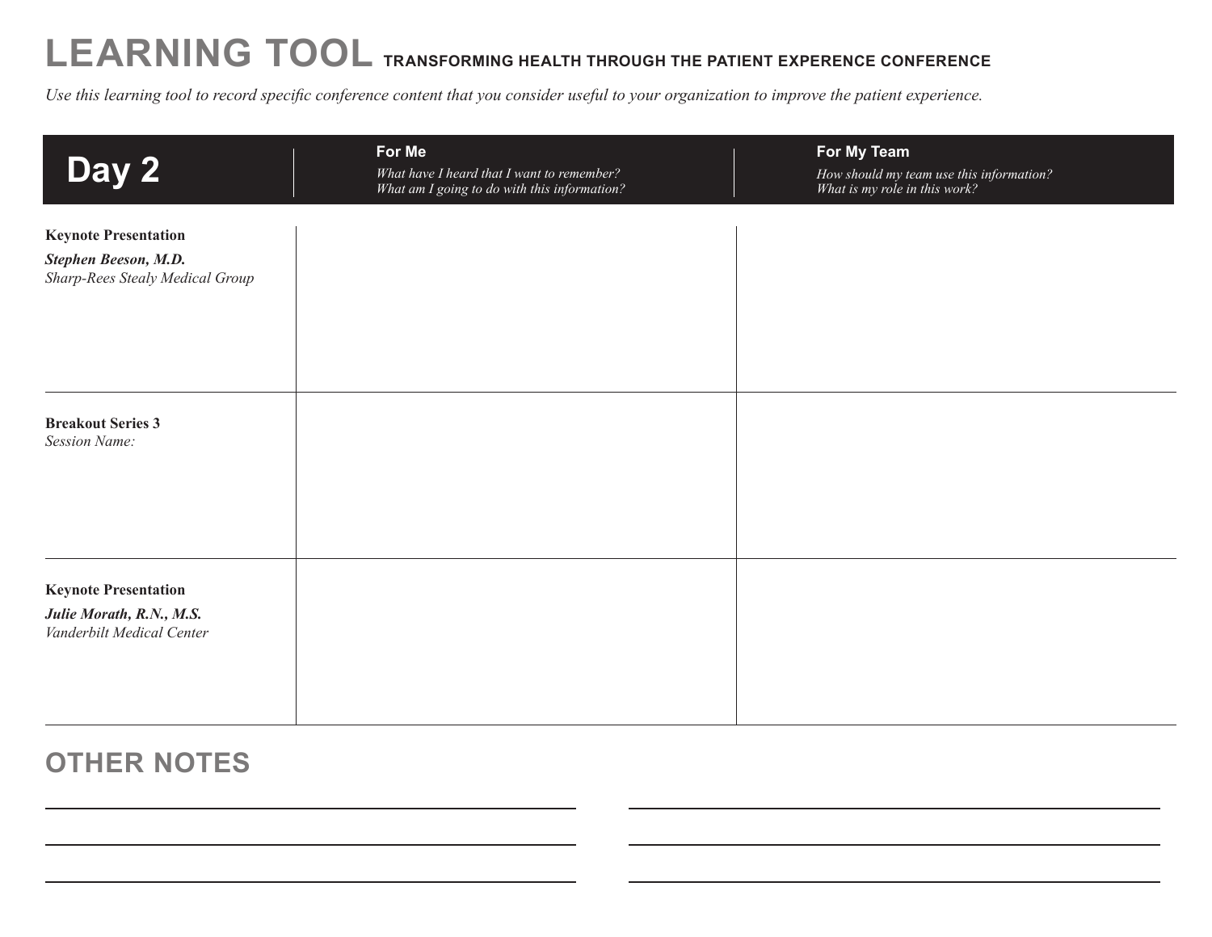# LEARNING TOOL TRANSFORMING HEALTH THROUGH THE PATIENT EXPERIENCE CONFERENCE

*Use this learning tool to record specific conference content that you consider useful to your organization to improve the patient experience.*

| Day 2 | For Me<br>*What have I heard that I want to remember?*<br>*What am I going to do with this information?* | For My Team<br>*How should my team use this information?*<br>*What is my role in this work?* |
| --- | --- | --- |
| **Keynote Presentation**<br>***Stephen Beeson, M.D.***<br>*Sharp-Rees Stealy Medical Group* | | |
| **Breakout Series 3**<br>*Session Name:* | | |
| **Keynote Presentation**<br>***Julie Morath, R.N., M.S.***<br>*Vanderbilt Medical Center* | | |

## OTHER NOTES